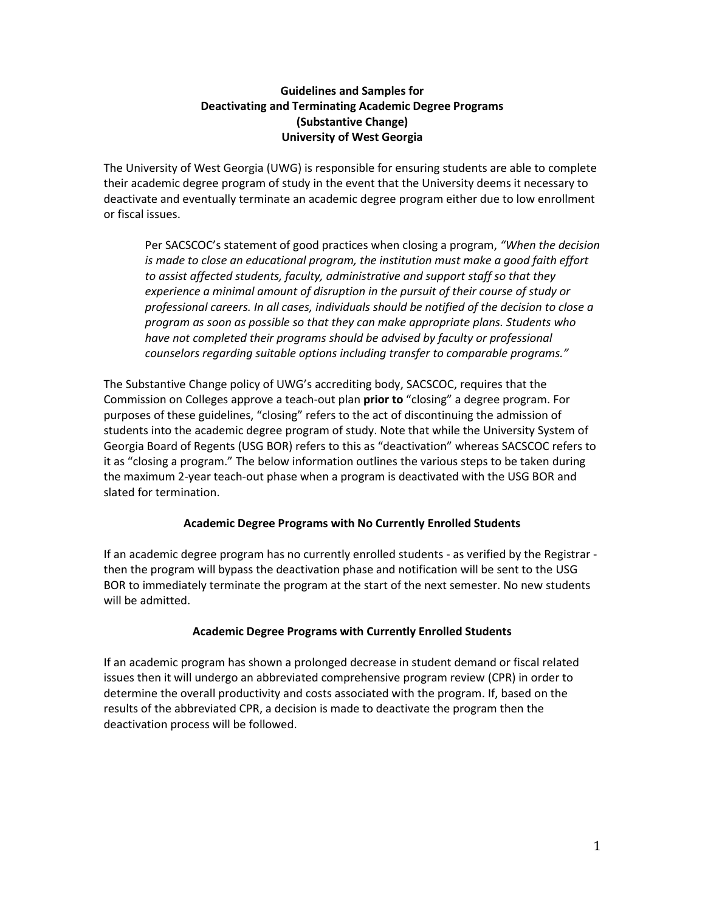# Guidelines and Samples for Deactivating and Terminating Academic Degree Programs (Substantive Change) University of West Georgia

The University of West Georgia (UWG) is responsible for ensuring students are able to complete their academic degree program of study in the event that the University deems it necessary to deactivate and eventually terminate an academic degree program either due to low enrollment or fiscal issues.

> Per SACSCOC's statement of good practices when closing a program, *"When the decision is made to close an educational program, the institution must make a good faith effort to assist affected students, faculty, administrative and support staff so that they experience a minimal amount of disruption in the pursuit of their course of study or professional careers. In all cases, individuals should be notified of the decision to close a program as soon as possible so that they can make appropriate plans. Students who have not completed their programs should be advised by faculty or professional counselors regarding suitable options including transfer to comparable programs."*

The Substantive Change policy of UWG's accrediting body, SACSCOC, requires that the Commission on Colleges approve a teach-out plan **prior to** "closing" a degree program. For purposes of these guidelines, "closing" refers to the act of discontinuing the admission of students into the academic degree program of study. Note that while the University System of Georgia Board of Regents (USG BOR) refers to this as "deactivation" whereas SACSCOC refers to it as "closing a program." The below information outlines the various steps to be taken during the maximum 2-year teach-out phase when a program is deactivated with the USG BOR and slated for termination.

## Academic Degree Programs with No Currently Enrolled Students

If an academic degree program has no currently enrolled students - as verified by the Registrar - then the program will bypass the deactivation phase and notification will be sent to the USG BOR to immediately terminate the program at the start of the next semester. No new students will be admitted.

## Academic Degree Programs with Currently Enrolled Students

If an academic program has shown a prolonged decrease in student demand or fiscal related issues then it will undergo an abbreviated comprehensive program review (CPR) in order to determine the overall productivity and costs associated with the program. If, based on the results of the abbreviated CPR, a decision is made to deactivate the program then the deactivation process will be followed.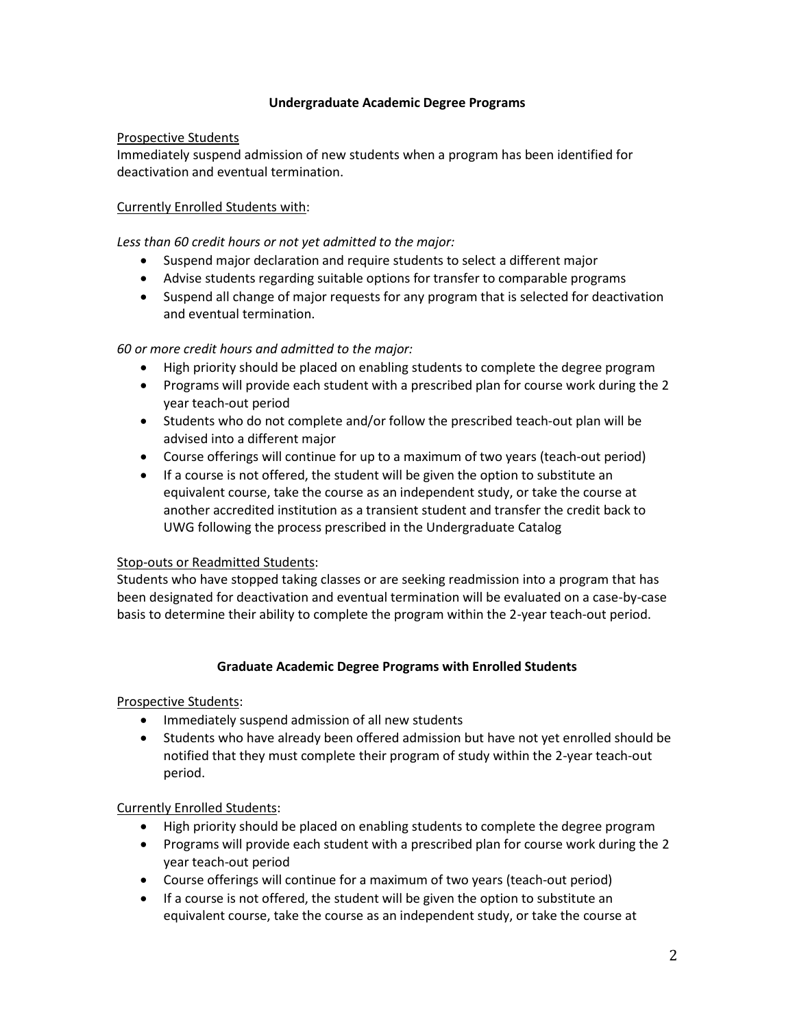### Undergraduate Academic Degree Programs

<u>Prospective Students</u>

Immediately suspend admission of new students when a program has been identified for deactivation and eventual termination.

<u>Currently Enrolled Students with</u>:

*Less than 60 credit hours or not yet admitted to the major:*

- Suspend major declaration and require students to select a different major
- Advise students regarding suitable options for transfer to comparable programs
- Suspend all change of major requests for any program that is selected for deactivation and eventual termination.

*60 or more credit hours and admitted to the major:*

- High priority should be placed on enabling students to complete the degree program
- Programs will provide each student with a prescribed plan for course work during the 2 year teach-out period
- Students who do not complete and/or follow the prescribed teach-out plan will be advised into a different major
- Course offerings will continue for up to a maximum of two years (teach-out period)
- If a course is not offered, the student will be given the option to substitute an equivalent course, take the course as an independent study, or take the course at another accredited institution as a transient student and transfer the credit back to UWG following the process prescribed in the Undergraduate Catalog

<u>Stop-outs or Readmitted Students</u>:

Students who have stopped taking classes or are seeking readmission into a program that has been designated for deactivation and eventual termination will be evaluated on a case-by-case basis to determine their ability to complete the program within the 2-year teach-out period.

### Graduate Academic Degree Programs with Enrolled Students

<u>Prospective Students</u>:

- Immediately suspend admission of all new students
- Students who have already been offered admission but have not yet enrolled should be notified that they must complete their program of study within the 2-year teach-out period.

<u>Currently Enrolled Students</u>:

- High priority should be placed on enabling students to complete the degree program
- Programs will provide each student with a prescribed plan for course work during the 2 year teach-out period
- Course offerings will continue for a maximum of two years (teach-out period)
- If a course is not offered, the student will be given the option to substitute an equivalent course, take the course as an independent study, or take the course at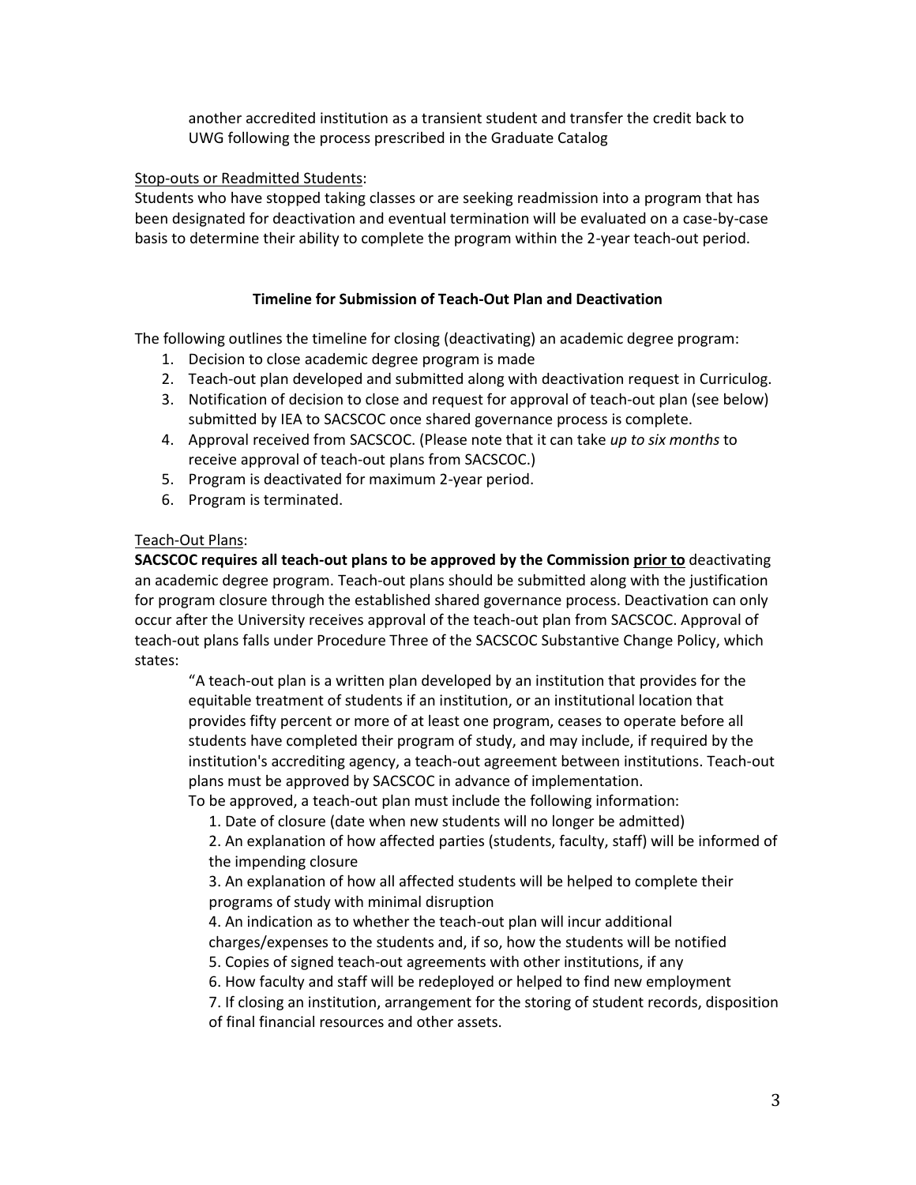another accredited institution as a transient student and transfer the credit back to UWG following the process prescribed in the Graduate Catalog

<u>Stop-outs or Readmitted Students</u>:
Students who have stopped taking classes or are seeking readmission into a program that has been designated for deactivation and eventual termination will be evaluated on a case-by-case basis to determine their ability to complete the program within the 2-year teach-out period.

### Timeline for Submission of Teach-Out Plan and Deactivation

The following outlines the timeline for closing (deactivating) an academic degree program:

1. Decision to close academic degree program is made
2. Teach-out plan developed and submitted along with deactivation request in Curriculog.
3. Notification of decision to close and request for approval of teach-out plan (see below) submitted by IEA to SACSCOC once shared governance process is complete.
4. Approval received from SACSCOC. (Please note that it can take *up to six months* to receive approval of teach-out plans from SACSCOC.)
5. Program is deactivated for maximum 2-year period.
6. Program is terminated.

<u>Teach-Out Plans</u>:
**SACSCOC requires all teach-out plans to be approved by the Commission <u>prior to</u>** deactivating an academic degree program. Teach-out plans should be submitted along with the justification for program closure through the established shared governance process. Deactivation can only occur after the University receives approval of the teach-out plan from SACSCOC. Approval of teach-out plans falls under Procedure Three of the SACSCOC Substantive Change Policy, which states:

> "A teach-out plan is a written plan developed by an institution that provides for the equitable treatment of students if an institution, or an institutional location that provides fifty percent or more of at least one program, ceases to operate before all students have completed their program of study, and may include, if required by the institution's accrediting agency, a teach-out agreement between institutions. Teach-out plans must be approved by SACSCOC in advance of implementation.
>
> To be approved, a teach-out plan must include the following information:
>
> 1. Date of closure (date when new students will no longer be admitted)
> 2. An explanation of how affected parties (students, faculty, staff) will be informed of the impending closure
> 3. An explanation of how all affected students will be helped to complete their programs of study with minimal disruption
> 4. An indication as to whether the teach-out plan will incur additional charges/expenses to the students and, if so, how the students will be notified
> 5. Copies of signed teach-out agreements with other institutions, if any
> 6. How faculty and staff will be redeployed or helped to find new employment
> 7. If closing an institution, arrangement for the storing of student records, disposition of final financial resources and other assets.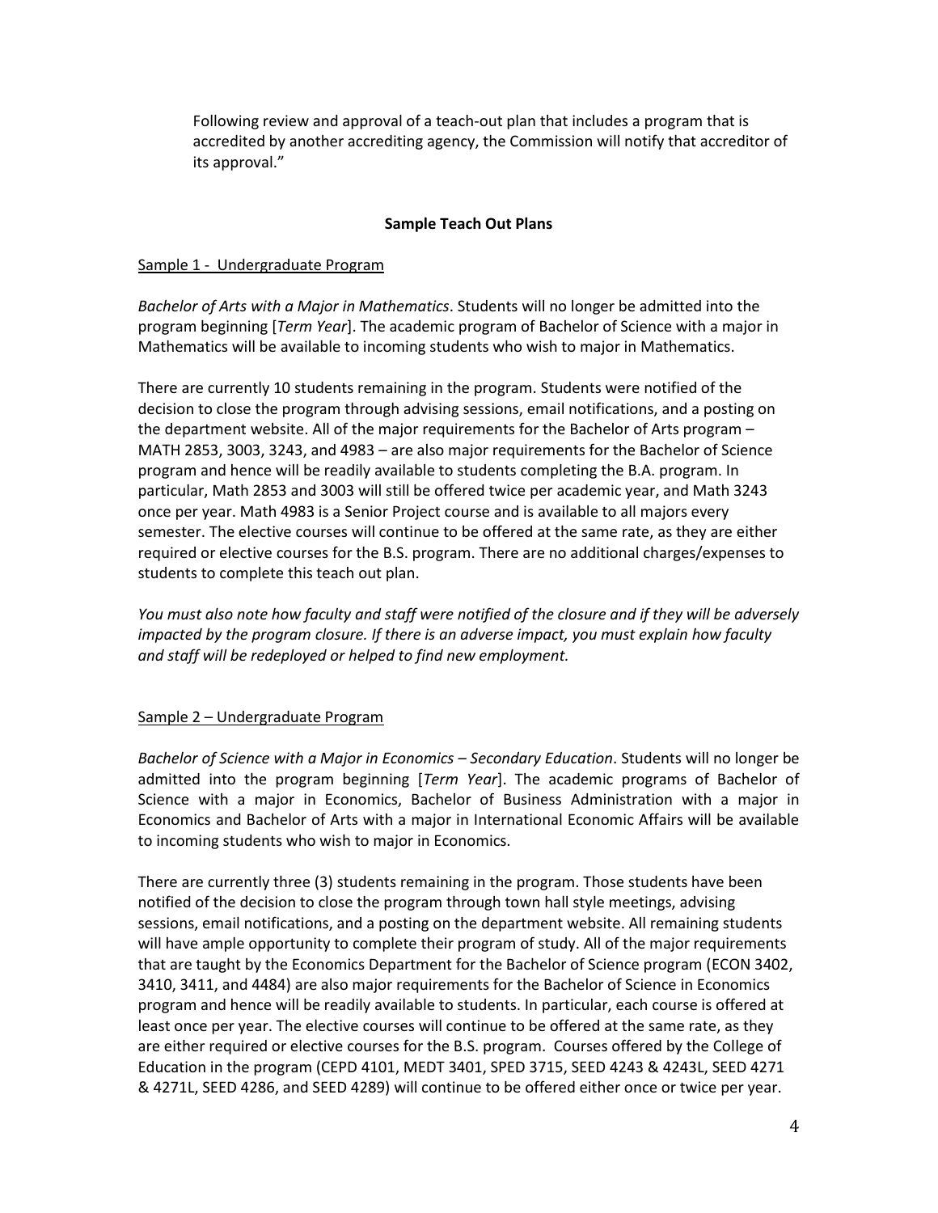> Following review and approval of a teach-out plan that includes a program that is accredited by another accrediting agency, the Commission will notify that accreditor of its approval."

**Sample Teach Out Plans**

Sample 1 - Undergraduate Program

*Bachelor of Arts with a Major in Mathematics*. Students will no longer be admitted into the program beginning [*Term Year*]. The academic program of Bachelor of Science with a major in Mathematics will be available to incoming students who wish to major in Mathematics.

There are currently 10 students remaining in the program. Students were notified of the decision to close the program through advising sessions, email notifications, and a posting on the department website. All of the major requirements for the Bachelor of Arts program – MATH 2853, 3003, 3243, and 4983 – are also major requirements for the Bachelor of Science program and hence will be readily available to students completing the B.A. program. In particular, Math 2853 and 3003 will still be offered twice per academic year, and Math 3243 once per year. Math 4983 is a Senior Project course and is available to all majors every semester. The elective courses will continue to be offered at the same rate, as they are either required or elective courses for the B.S. program. There are no additional charges/expenses to students to complete this teach out plan.

*You must also note how faculty and staff were notified of the closure and if they will be adversely impacted by the program closure. If there is an adverse impact, you must explain how faculty and staff will be redeployed or helped to find new employment.*

Sample 2 – Undergraduate Program

*Bachelor of Science with a Major in Economics – Secondary Education*. Students will no longer be admitted into the program beginning [*Term Year*]. The academic programs of Bachelor of Science with a major in Economics, Bachelor of Business Administration with a major in Economics and Bachelor of Arts with a major in International Economic Affairs will be available to incoming students who wish to major in Economics.

There are currently three (3) students remaining in the program. Those students have been notified of the decision to close the program through town hall style meetings, advising sessions, email notifications, and a posting on the department website. All remaining students will have ample opportunity to complete their program of study. All of the major requirements that are taught by the Economics Department for the Bachelor of Science program (ECON 3402, 3410, 3411, and 4484) are also major requirements for the Bachelor of Science in Economics program and hence will be readily available to students. In particular, each course is offered at least once per year. The elective courses will continue to be offered at the same rate, as they are either required or elective courses for the B.S. program. Courses offered by the College of Education in the program (CEPD 4101, MEDT 3401, SPED 3715, SEED 4243 & 4243L, SEED 4271 & 4271L, SEED 4286, and SEED 4289) will continue to be offered either once or twice per year.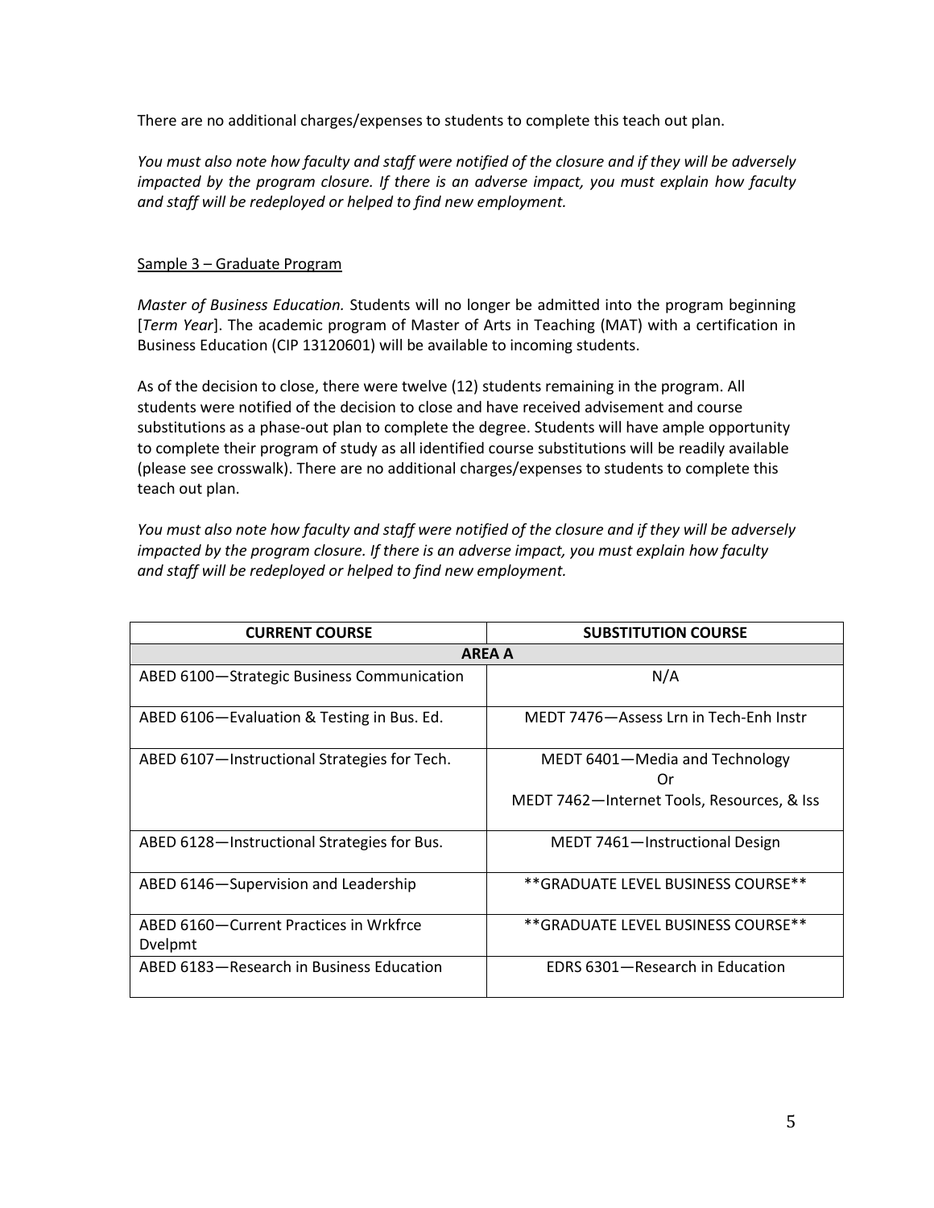There are no additional charges/expenses to students to complete this teach out plan.

*You must also note how faculty and staff were notified of the closure and if they will be adversely impacted by the program closure. If there is an adverse impact, you must explain how faculty and staff will be redeployed or helped to find new employment.*

<u>Sample 3 – Graduate Program</u>

*Master of Business Education.* Students will no longer be admitted into the program beginning [*Term Year*]. The academic program of Master of Arts in Teaching (MAT) with a certification in Business Education (CIP 13120601) will be available to incoming students.

As of the decision to close, there were twelve (12) students remaining in the program. All students were notified of the decision to close and have received advisement and course substitutions as a phase-out plan to complete the degree. Students will have ample opportunity to complete their program of study as all identified course substitutions will be readily available (please see crosswalk). There are no additional charges/expenses to students to complete this teach out plan.

*You must also note how faculty and staff were notified of the closure and if they will be adversely impacted by the program closure. If there is an adverse impact, you must explain how faculty and staff will be redeployed or helped to find new employment.*

| CURRENT COURSE | SUBSTITUTION COURSE |
|---|---|
| **AREA A** | |
| ABED 6100—Strategic Business Communication | N/A |
| ABED 6106—Evaluation & Testing in Bus. Ed. | MEDT 7476—Assess Lrn in Tech-Enh Instr |
| ABED 6107—Instructional Strategies for Tech. | MEDT 6401—Media and Technology<br>Or<br>MEDT 7462—Internet Tools, Resources, & Iss |
| ABED 6128—Instructional Strategies for Bus. | MEDT 7461—Instructional Design |
| ABED 6146—Supervision and Leadership | **GRADUATE LEVEL BUSINESS COURSE** |
| ABED 6160—Current Practices in Wrkfrce Dvelpmt | **GRADUATE LEVEL BUSINESS COURSE** |
| ABED 6183—Research in Business Education | EDRS 6301—Research in Education |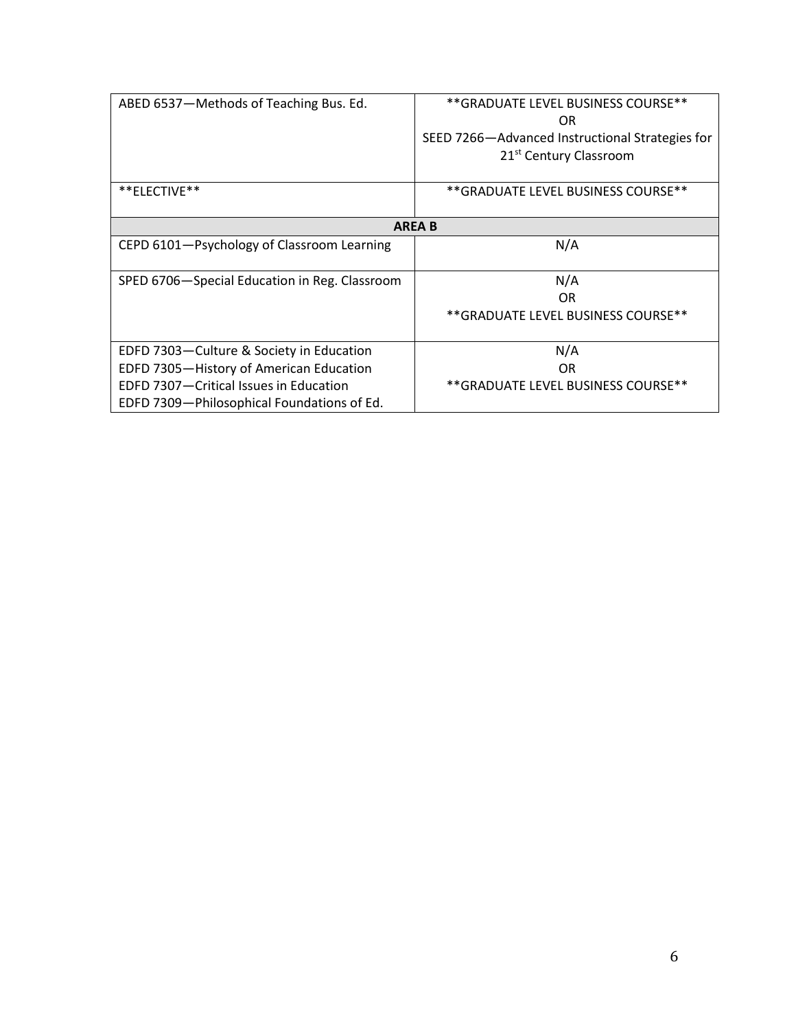| | |
|---|---|
| ABED 6537—Methods of Teaching Bus. Ed. | **GRADUATE LEVEL BUSINESS COURSE** <br> OR <br> SEED 7266—Advanced Instructional Strategies for 21st Century Classroom |
| **ELECTIVE** | **GRADUATE LEVEL BUSINESS COURSE** |
| **AREA B** | |
| CEPD 6101—Psychology of Classroom Learning | N/A |
| SPED 6706—Special Education in Reg. Classroom | N/A <br> OR <br> **GRADUATE LEVEL BUSINESS COURSE** |
| EDFD 7303—Culture & Society in Education <br> EDFD 7305—History of American Education <br> EDFD 7307—Critical Issues in Education <br> EDFD 7309—Philosophical Foundations of Ed. | N/A <br> OR <br> **GRADUATE LEVEL BUSINESS COURSE** |